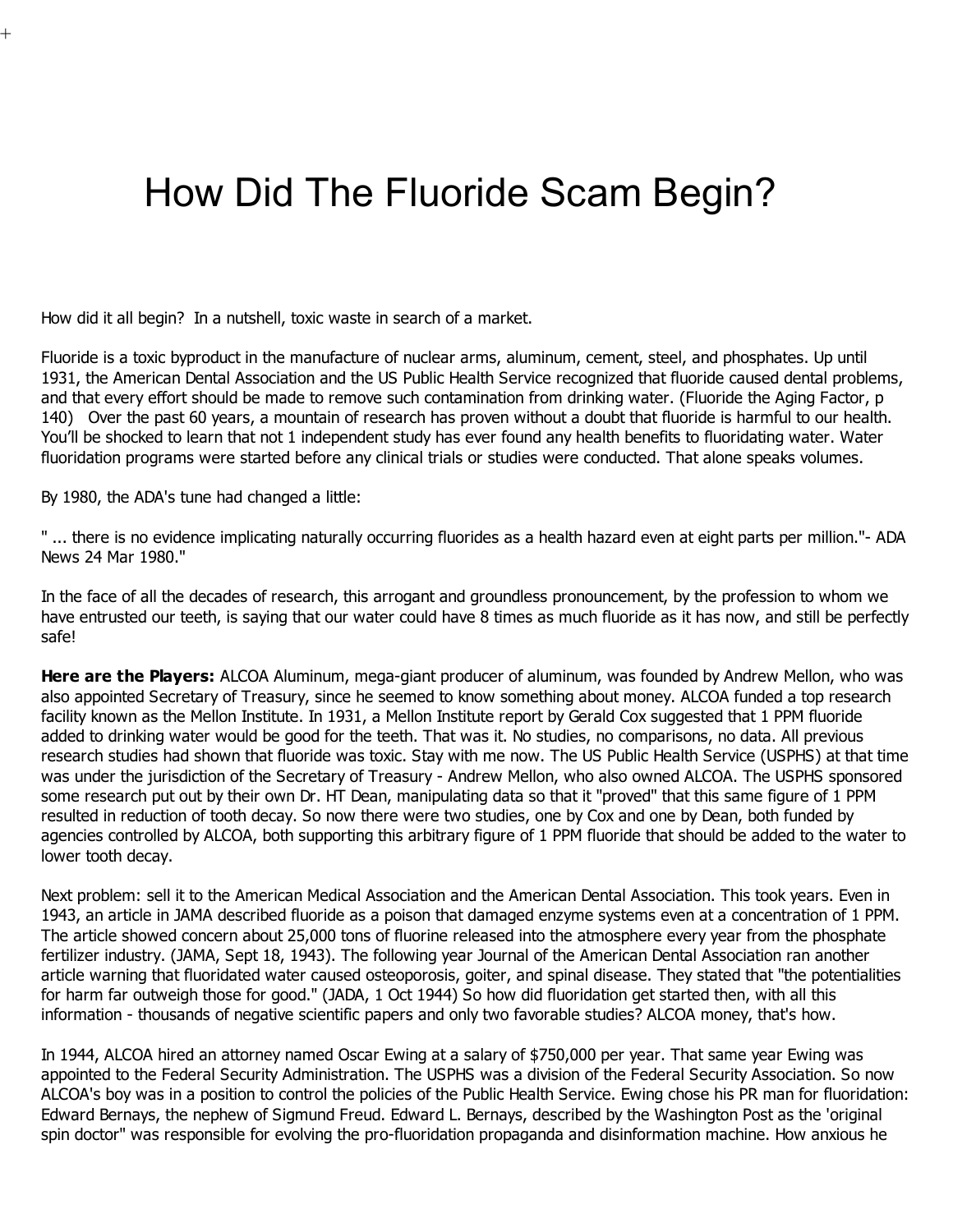# How Did The Fluoride Scam Begin?

How did it all begin? In a nutshell, toxic waste in search of a market.

Fluoride is a toxic byproduct in the manufacture of nuclear arms, aluminum, cement, steel, and phosphates. Up until 1931, the American Dental Association and the US Public Health Service recognized that fluoride caused dental problems, and that every effort should be made to remove such contamination from drinking water. (Fluoride the Aging Factor, p 140) Over the past 60 years, a mountain of research has proven without a doubt that fluoride is harmful to our health. You'll be shocked to learn that not 1 independent study has ever found any health benefits to fluoridating water. Water fluoridation programs were started before any clinical trials or studies were conducted. That alone speaks volumes.

By 1980, the ADA's tune had changed a little:

" ... there is no evidence implicating naturally occurring fluorides as a health hazard even at eight parts per million."- ADA News 24 Mar 1980."

In the face of all the decades of research, this arrogant and groundless pronouncement, by the profession to whom we have entrusted our teeth, is saying that our water could have 8 times as much fluoride as it has now, and still be perfectly safe!

**Here are the Players:** ALCOA Aluminum, mega-giant producer of aluminum, was founded by Andrew Mellon, who was also appointed Secretary of Treasury, since he seemed to know something about money. ALCOA funded a top research facility known as the Mellon Institute. In 1931, a Mellon Institute report by Gerald Cox suggested that 1 PPM fluoride added to drinking water would be good for the teeth. That was it. No studies, no comparisons, no data. All previous research studies had shown that fluoride was toxic. Stay with me now. The US Public Health Service (USPHS) at that time was under the jurisdiction of the Secretary of Treasury - Andrew Mellon, who also owned ALCOA. The USPHS sponsored some research put out by their own Dr. HT Dean, manipulating data so that it "proved" that this same figure of 1 PPM resulted in reduction of tooth decay. So now there were two studies, one by Cox and one by Dean, both funded by agencies controlled by ALCOA, both supporting this arbitrary figure of 1 PPM fluoride that should be added to the water to lower tooth decay.

Next problem: sell it to the American Medical Association and the American Dental Association. This took years. Even in 1943, an article in JAMA described fluoride as a poison that damaged enzyme systems even at a concentration of 1 PPM. The article showed concern about 25,000 tons of fluorine released into the atmosphere every year from the phosphate fertilizer industry. (JAMA, Sept 18, 1943). The following year Journal of the American Dental Association ran another article warning that fluoridated water caused osteoporosis, goiter, and spinal disease. They stated that "the potentialities for harm far outweigh those for good." (JADA, 1 Oct 1944) So how did fluoridation get started then, with all this information - thousands of negative scientific papers and only two favorable studies? ALCOA money, that's how.

In 1944, ALCOA hired an attorney named Oscar Ewing at a salary of $750,000 per year. That same year Ewing was appointed to the Federal Security Administration. The USPHS was a division of the Federal Security Association. So now ALCOA's boy was in a position to control the policies of the Public Health Service. Ewing chose his PR man for fluoridation: Edward Bernays, the nephew of Sigmund Freud. Edward L. Bernays, described by the Washington Post as the 'original spin doctor" was responsible for evolving the pro-fluoridation propaganda and disinformation machine. How anxious he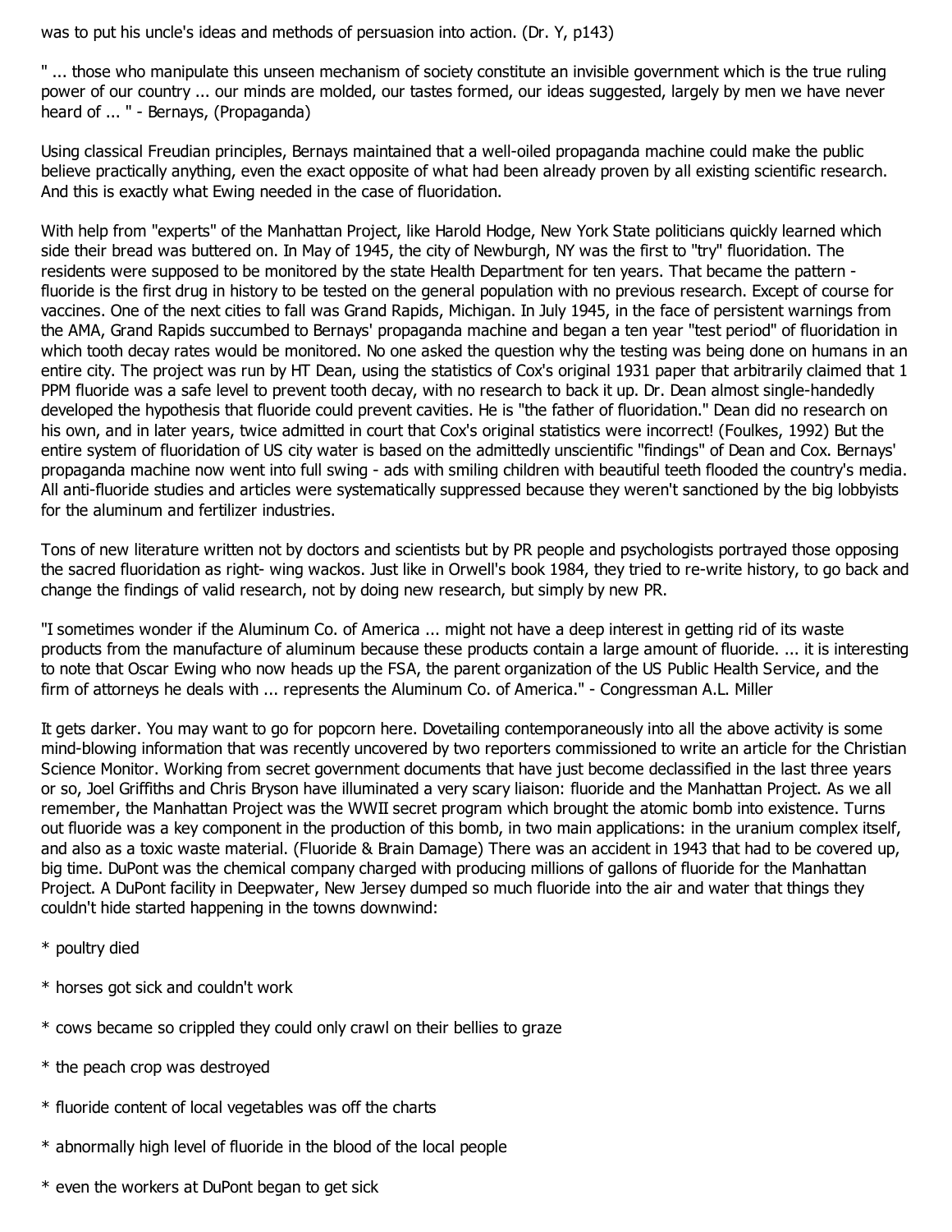was to put his uncle's ideas and methods of persuasion into action. (Dr. Y, p143)

" ... those who manipulate this unseen mechanism of society constitute an invisible government which is the true ruling power of our country ... our minds are molded, our tastes formed, our ideas suggested, largely by men we have never heard of ... " - Bernays, (Propaganda)

Using classical Freudian principles, Bernays maintained that a well-oiled propaganda machine could make the public believe practically anything, even the exact opposite of what had been already proven by all existing scientific research. And this is exactly what Ewing needed in the case of fluoridation.

With help from "experts" of the Manhattan Project, like Harold Hodge, New York State politicians quickly learned which side their bread was buttered on. In May of 1945, the city of Newburgh, NY was the first to "try" fluoridation. The residents were supposed to be monitored by the state Health Department for ten years. That became the pattern - fluoride is the first drug in history to be tested on the general population with no previous research. Except of course for vaccines. One of the next cities to fall was Grand Rapids, Michigan. In July 1945, in the face of persistent warnings from the AMA, Grand Rapids succumbed to Bernays' propaganda machine and began a ten year "test period" of fluoridation in which tooth decay rates would be monitored. No one asked the question why the testing was being done on humans in an entire city. The project was run by HT Dean, using the statistics of Cox's original 1931 paper that arbitrarily claimed that 1 PPM fluoride was a safe level to prevent tooth decay, with no research to back it up. Dr. Dean almost single-handedly developed the hypothesis that fluoride could prevent cavities. He is "the father of fluoridation." Dean did no research on his own, and in later years, twice admitted in court that Cox's original statistics were incorrect! (Foulkes, 1992) But the entire system of fluoridation of US city water is based on the admittedly unscientific "findings" of Dean and Cox. Bernays' propaganda machine now went into full swing - ads with smiling children with beautiful teeth flooded the country's media. All anti-fluoride studies and articles were systematically suppressed because they weren't sanctioned by the big lobbyists for the aluminum and fertilizer industries.

Tons of new literature written not by doctors and scientists but by PR people and psychologists portrayed those opposing the sacred fluoridation as right- wing wackos. Just like in Orwell's book 1984, they tried to re-write history, to go back and change the findings of valid research, not by doing new research, but simply by new PR.

"I sometimes wonder if the Aluminum Co. of America ... might not have a deep interest in getting rid of its waste products from the manufacture of aluminum because these products contain a large amount of fluoride. ... it is interesting to note that Oscar Ewing who now heads up the FSA, the parent organization of the US Public Health Service, and the firm of attorneys he deals with ... represents the Aluminum Co. of America." - Congressman A.L. Miller

It gets darker. You may want to go for popcorn here. Dovetailing contemporaneously into all the above activity is some mind-blowing information that was recently uncovered by two reporters commissioned to write an article for the Christian Science Monitor. Working from secret government documents that have just become declassified in the last three years or so, Joel Griffiths and Chris Bryson have illuminated a very scary liaison: fluoride and the Manhattan Project. As we all remember, the Manhattan Project was the WWII secret program which brought the atomic bomb into existence. Turns out fluoride was a key component in the production of this bomb, in two main applications: in the uranium complex itself, and also as a toxic waste material. (Fluoride & Brain Damage) There was an accident in 1943 that had to be covered up, big time. DuPont was the chemical company charged with producing millions of gallons of fluoride for the Manhattan Project. A DuPont facility in Deepwater, New Jersey dumped so much fluoride into the air and water that things they couldn't hide started happening in the towns downwind:

* poultry died
* horses got sick and couldn't work
* cows became so crippled they could only crawl on their bellies to graze
* the peach crop was destroyed
* fluoride content of local vegetables was off the charts
* abnormally high level of fluoride in the blood of the local people
* even the workers at DuPont began to get sick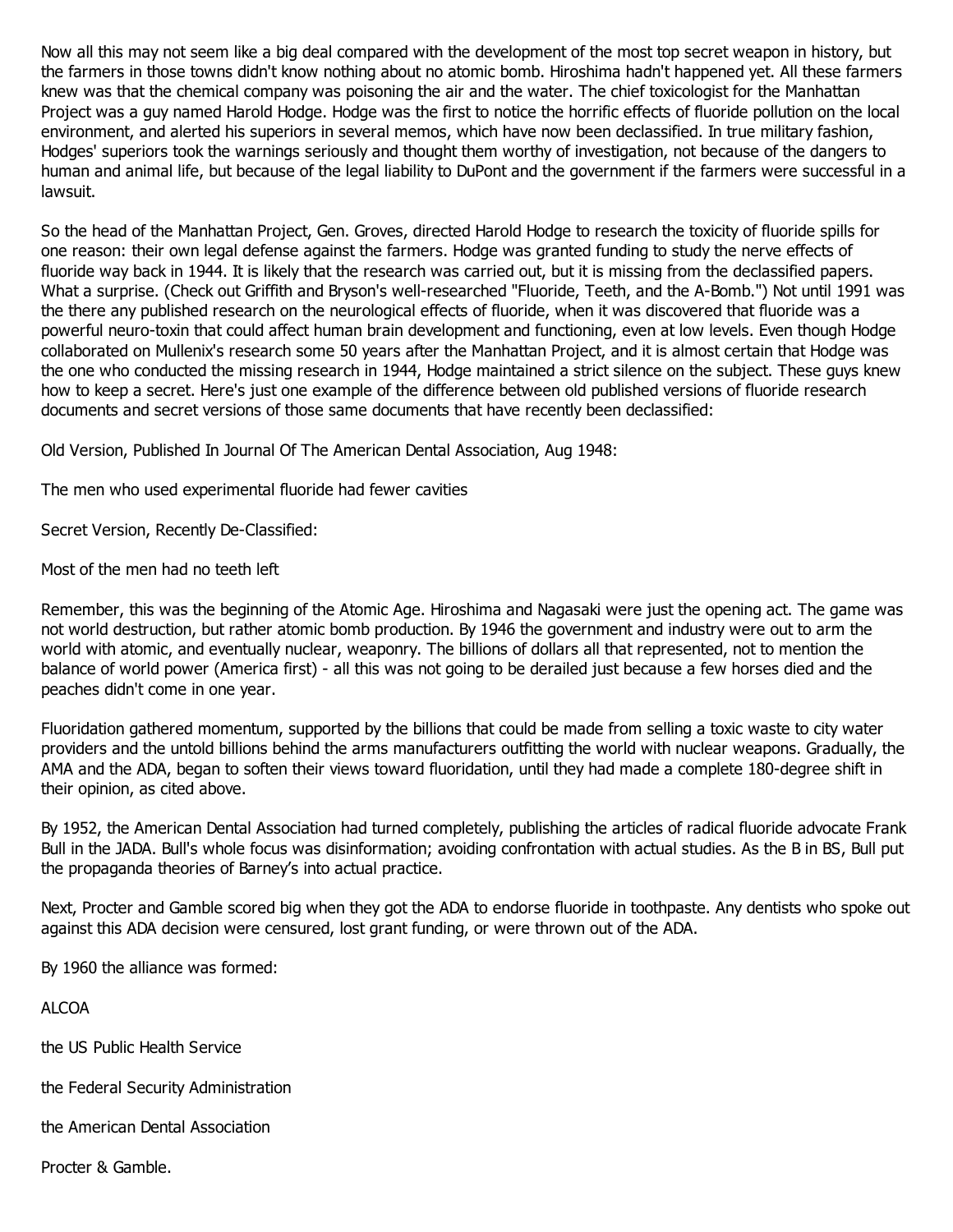Now all this may not seem like a big deal compared with the development of the most top secret weapon in history, but the farmers in those towns didn't know nothing about no atomic bomb. Hiroshima hadn't happened yet. All these farmers knew was that the chemical company was poisoning the air and the water. The chief toxicologist for the Manhattan Project was a guy named Harold Hodge. Hodge was the first to notice the horrific effects of fluoride pollution on the local environment, and alerted his superiors in several memos, which have now been declassified. In true military fashion, Hodges' superiors took the warnings seriously and thought them worthy of investigation, not because of the dangers to human and animal life, but because of the legal liability to DuPont and the government if the farmers were successful in a lawsuit.

So the head of the Manhattan Project, Gen. Groves, directed Harold Hodge to research the toxicity of fluoride spills for one reason: their own legal defense against the farmers. Hodge was granted funding to study the nerve effects of fluoride way back in 1944. It is likely that the research was carried out, but it is missing from the declassified papers. What a surprise. (Check out Griffith and Bryson's well-researched "Fluoride, Teeth, and the A-Bomb.") Not until 1991 was the there any published research on the neurological effects of fluoride, when it was discovered that fluoride was a powerful neuro-toxin that could affect human brain development and functioning, even at low levels. Even though Hodge collaborated on Mullenix's research some 50 years after the Manhattan Project, and it is almost certain that Hodge was the one who conducted the missing research in 1944, Hodge maintained a strict silence on the subject. These guys knew how to keep a secret. Here's just one example of the difference between old published versions of fluoride research documents and secret versions of those same documents that have recently been declassified:

Old Version, Published In Journal Of The American Dental Association, Aug 1948:

The men who used experimental fluoride had fewer cavities

Secret Version, Recently De-Classified:

Most of the men had no teeth left

Remember, this was the beginning of the Atomic Age. Hiroshima and Nagasaki were just the opening act. The game was not world destruction, but rather atomic bomb production. By 1946 the government and industry were out to arm the world with atomic, and eventually nuclear, weaponry. The billions of dollars all that represented, not to mention the balance of world power (America first) - all this was not going to be derailed just because a few horses died and the peaches didn't come in one year.

Fluoridation gathered momentum, supported by the billions that could be made from selling a toxic waste to city water providers and the untold billions behind the arms manufacturers outfitting the world with nuclear weapons. Gradually, the AMA and the ADA, began to soften their views toward fluoridation, until they had made a complete 180-degree shift in their opinion, as cited above.

By 1952, the American Dental Association had turned completely, publishing the articles of radical fluoride advocate Frank Bull in the JADA. Bull's whole focus was disinformation; avoiding confrontation with actual studies. As the B in BS, Bull put the propaganda theories of Barney's into actual practice.

Next, Procter and Gamble scored big when they got the ADA to endorse fluoride in toothpaste. Any dentists who spoke out against this ADA decision were censured, lost grant funding, or were thrown out of the ADA.

By 1960 the alliance was formed:

ALCOA

the US Public Health Service

the Federal Security Administration

the American Dental Association

Procter & Gamble.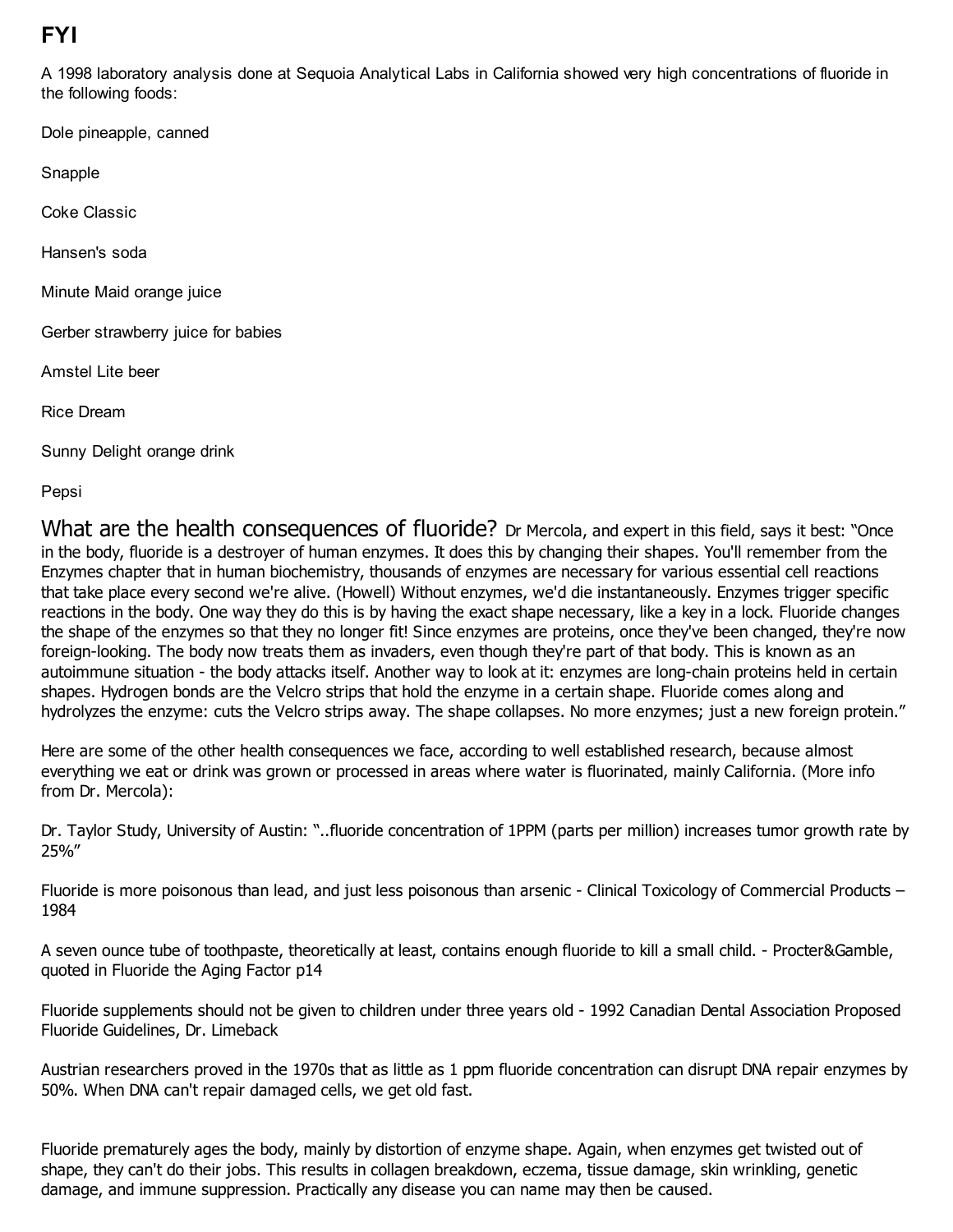## FYI

A 1998 laboratory analysis done at Sequoia Analytical Labs in California showed very high concentrations of fluoride in the following foods:

Dole pineapple, canned

Snapple

Coke Classic

Hansen's soda

Minute Maid orange juice

Gerber strawberry juice for babies

Amstel Lite beer

Rice Dream

Sunny Delight orange drink

Pepsi

What are the health consequences of fluoride? Dr Mercola, and expert in this field, says it best: "Once in the body, fluoride is a destroyer of human enzymes. It does this by changing their shapes. You'll remember from the Enzymes chapter that in human biochemistry, thousands of enzymes are necessary for various essential cell reactions that take place every second we're alive. (Howell) Without enzymes, we'd die instantaneously. Enzymes trigger specific reactions in the body. One way they do this is by having the exact shape necessary, like a key in a lock. Fluoride changes the shape of the enzymes so that they no longer fit! Since enzymes are proteins, once they've been changed, they're now foreign-looking. The body now treats them as invaders, even though they're part of that body. This is known as an autoimmune situation - the body attacks itself. Another way to look at it: enzymes are long-chain proteins held in certain shapes. Hydrogen bonds are the Velcro strips that hold the enzyme in a certain shape. Fluoride comes along and hydrolyzes the enzyme: cuts the Velcro strips away. The shape collapses. No more enzymes; just a new foreign protein."

Here are some of the other health consequences we face, according to well established research, because almost everything we eat or drink was grown or processed in areas where water is fluorinated, mainly California. (More info from Dr. Mercola):

Dr. Taylor Study, University of Austin: "..fluoride concentration of 1PPM (parts per million) increases tumor growth rate by 25%"

Fluoride is more poisonous than lead, and just less poisonous than arsenic - Clinical Toxicology of Commercial Products – 1984

A seven ounce tube of toothpaste, theoretically at least, contains enough fluoride to kill a small child. - Procter&Gamble, quoted in Fluoride the Aging Factor p14

Fluoride supplements should not be given to children under three years old - 1992 Canadian Dental Association Proposed Fluoride Guidelines, Dr. Limeback

Austrian researchers proved in the 1970s that as little as 1 ppm fluoride concentration can disrupt DNA repair enzymes by 50%. When DNA can't repair damaged cells, we get old fast.

Fluoride prematurely ages the body, mainly by distortion of enzyme shape. Again, when enzymes get twisted out of shape, they can't do their jobs. This results in collagen breakdown, eczema, tissue damage, skin wrinkling, genetic damage, and immune suppression. Practically any disease you can name may then be caused.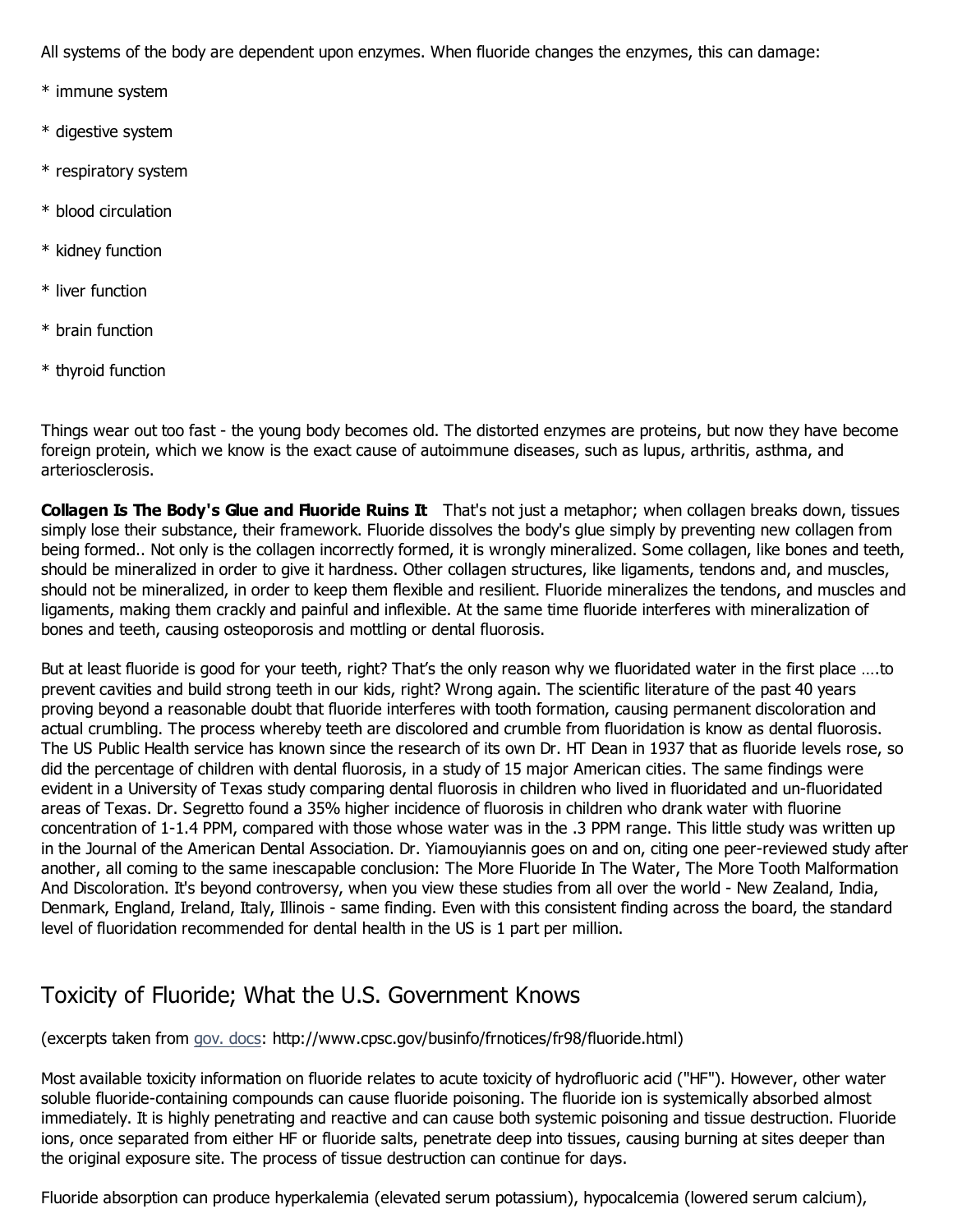All systems of the body are dependent upon enzymes. When fluoride changes the enzymes, this can damage:

* immune system

* digestive system

* respiratory system

* blood circulation

* kidney function

* liver function

* brain function

* thyroid function

Things wear out too fast - the young body becomes old. The distorted enzymes are proteins, but now they have become foreign protein, which we know is the exact cause of autoimmune diseases, such as lupus, arthritis, asthma, and arteriosclerosis.

**Collagen Is The Body's Glue and Fluoride Ruins It** That's not just a metaphor; when collagen breaks down, tissues simply lose their substance, their framework. Fluoride dissolves the body's glue simply by preventing new collagen from being formed.. Not only is the collagen incorrectly formed, it is wrongly mineralized. Some collagen, like bones and teeth, should be mineralized in order to give it hardness. Other collagen structures, like ligaments, tendons and, and muscles, should not be mineralized, in order to keep them flexible and resilient. Fluoride mineralizes the tendons, and muscles and ligaments, making them crackly and painful and inflexible. At the same time fluoride interferes with mineralization of bones and teeth, causing osteoporosis and mottling or dental fluorosis.

But at least fluoride is good for your teeth, right? That's the only reason why we fluoridated water in the first place ….to prevent cavities and build strong teeth in our kids, right? Wrong again. The scientific literature of the past 40 years proving beyond a reasonable doubt that fluoride interferes with tooth formation, causing permanent discoloration and actual crumbling. The process whereby teeth are discolored and crumble from fluoridation is know as dental fluorosis. The US Public Health service has known since the research of its own Dr. HT Dean in 1937 that as fluoride levels rose, so did the percentage of children with dental fluorosis, in a study of 15 major American cities. The same findings were evident in a University of Texas study comparing dental fluorosis in children who lived in fluoridated and un-fluoridated areas of Texas. Dr. Segretto found a 35% higher incidence of fluorosis in children who drank water with fluorine concentration of 1-1.4 PPM, compared with those whose water was in the .3 PPM range. This little study was written up in the Journal of the American Dental Association. Dr. Yiamouyiannis goes on and on, citing one peer-reviewed study after another, all coming to the same inescapable conclusion: The More Fluoride In The Water, The More Tooth Malformation And Discoloration. It's beyond controversy, when you view these studies from all over the world - New Zealand, India, Denmark, England, Ireland, Italy, Illinois - same finding. Even with this consistent finding across the board, the standard level of fluoridation recommended for dental health in the US is 1 part per million.

## Toxicity of Fluoride; What the U.S. Government Knows

(excerpts taken from gov. docs: http://www.cpsc.gov/businfo/frnotices/fr98/fluoride.html)

Most available toxicity information on fluoride relates to acute toxicity of hydrofluoric acid ("HF"). However, other water soluble fluoride-containing compounds can cause fluoride poisoning. The fluoride ion is systemically absorbed almost immediately. It is highly penetrating and reactive and can cause both systemic poisoning and tissue destruction. Fluoride ions, once separated from either HF or fluoride salts, penetrate deep into tissues, causing burning at sites deeper than the original exposure site. The process of tissue destruction can continue for days.

Fluoride absorption can produce hyperkalemia (elevated serum potassium), hypocalcemia (lowered serum calcium),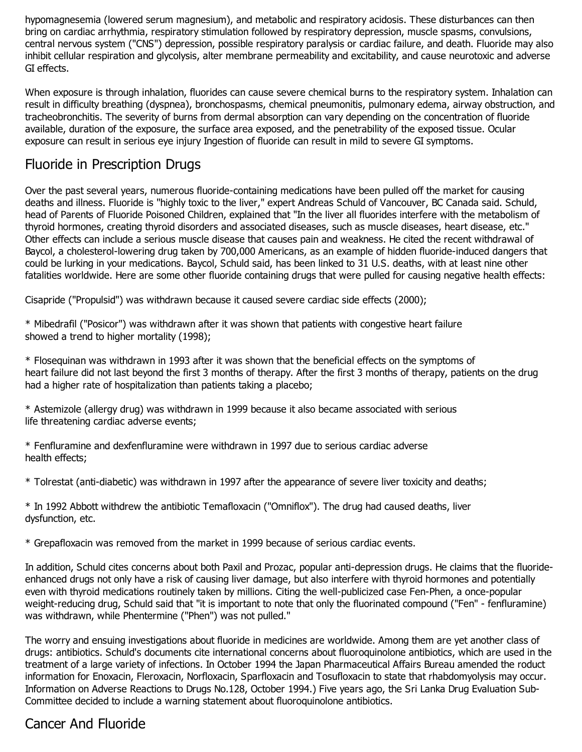hypomagnesemia (lowered serum magnesium), and metabolic and respiratory acidosis. These disturbances can then bring on cardiac arrhythmia, respiratory stimulation followed by respiratory depression, muscle spasms, convulsions, central nervous system ("CNS") depression, possible respiratory paralysis or cardiac failure, and death. Fluoride may also inhibit cellular respiration and glycolysis, alter membrane permeability and excitability, and cause neurotoxic and adverse GI effects.

When exposure is through inhalation, fluorides can cause severe chemical burns to the respiratory system. Inhalation can result in difficulty breathing (dyspnea), bronchospasms, chemical pneumonitis, pulmonary edema, airway obstruction, and tracheobronchitis. The severity of burns from dermal absorption can vary depending on the concentration of fluoride available, duration of the exposure, the surface area exposed, and the penetrability of the exposed tissue. Ocular exposure can result in serious eye injury Ingestion of fluoride can result in mild to severe GI symptoms.

## Fluoride in Prescription Drugs

Over the past several years, numerous fluoride-containing medications have been pulled off the market for causing deaths and illness. Fluoride is "highly toxic to the liver," expert Andreas Schuld of Vancouver, BC Canada said. Schuld, head of Parents of Fluoride Poisoned Children, explained that "In the liver all fluorides interfere with the metabolism of thyroid hormones, creating thyroid disorders and associated diseases, such as muscle diseases, heart disease, etc." Other effects can include a serious muscle disease that causes pain and weakness. He cited the recent withdrawal of Baycol, a cholesterol-lowering drug taken by 700,000 Americans, as an example of hidden fluoride-induced dangers that could be lurking in your medications. Baycol, Schuld said, has been linked to 31 U.S. deaths, with at least nine other fatalities worldwide. Here are some other fluoride containing drugs that were pulled for causing negative health effects:

Cisapride ("Propulsid") was withdrawn because it caused severe cardiac side effects (2000);

* Mibedrafil ("Posicor") was withdrawn after it was shown that patients with congestive heart failure showed a trend to higher mortality (1998);

* Flosequinan was withdrawn in 1993 after it was shown that the beneficial effects on the symptoms of heart failure did not last beyond the first 3 months of therapy. After the first 3 months of therapy, patients on the drug had a higher rate of hospitalization than patients taking a placebo;

* Astemizole (allergy drug) was withdrawn in 1999 because it also became associated with serious life threatening cardiac adverse events;

* Fenfluramine and dexfenfluramine were withdrawn in 1997 due to serious cardiac adverse health effects;

* Tolrestat (anti-diabetic) was withdrawn in 1997 after the appearance of severe liver toxicity and deaths;

* In 1992 Abbott withdrew the antibiotic Temafloxacin ("Omniflox"). The drug had caused deaths, liver dysfunction, etc.

* Grepafloxacin was removed from the market in 1999 because of serious cardiac events.

In addition, Schuld cites concerns about both Paxil and Prozac, popular anti-depression drugs. He claims that the fluoride-enhanced drugs not only have a risk of causing liver damage, but also interfere with thyroid hormones and potentially even with thyroid medications routinely taken by millions. Citing the well-publicized case Fen-Phen, a once-popular weight-reducing drug, Schuld said that "it is important to note that only the fluorinated compound ("Fen" - fenfluramine) was withdrawn, while Phentermine ("Phen") was not pulled."

The worry and ensuing investigations about fluoride in medicines are worldwide. Among them are yet another class of drugs: antibiotics. Schuld's documents cite international concerns about fluoroquinolone antibiotics, which are used in the treatment of a large variety of infections. In October 1994 the Japan Pharmaceutical Affairs Bureau amended the roduct information for Enoxacin, Fleroxacin, Norfloxacin, Sparfloxacin and Tosufloxacin to state that rhabdomyolysis may occur. Information on Adverse Reactions to Drugs No.128, October 1994.) Five years ago, the Sri Lanka Drug Evaluation Sub-Committee decided to include a warning statement about fluoroquinolone antibiotics.

## Cancer And Fluoride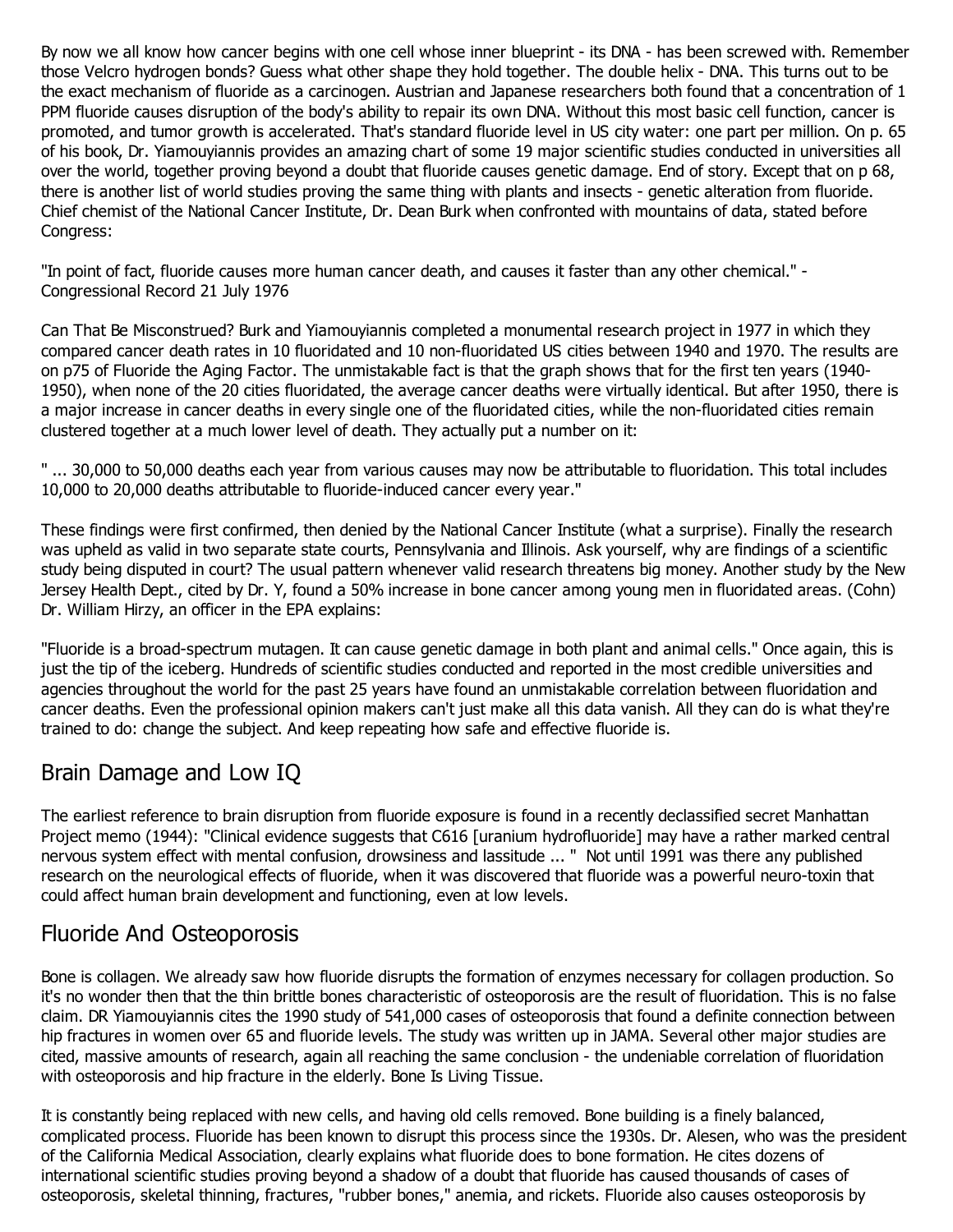By now we all know how cancer begins with one cell whose inner blueprint - its DNA - has been screwed with. Remember those Velcro hydrogen bonds? Guess what other shape they hold together. The double helix - DNA. This turns out to be the exact mechanism of fluoride as a carcinogen. Austrian and Japanese researchers both found that a concentration of 1 PPM fluoride causes disruption of the body's ability to repair its own DNA. Without this most basic cell function, cancer is promoted, and tumor growth is accelerated. That's standard fluoride level in US city water: one part per million. On p. 65 of his book, Dr. Yiamouyiannis provides an amazing chart of some 19 major scientific studies conducted in universities all over the world, together proving beyond a doubt that fluoride causes genetic damage. End of story. Except that on p 68, there is another list of world studies proving the same thing with plants and insects - genetic alteration from fluoride. Chief chemist of the National Cancer Institute, Dr. Dean Burk when confronted with mountains of data, stated before Congress:

"In point of fact, fluoride causes more human cancer death, and causes it faster than any other chemical." - Congressional Record 21 July 1976

Can That Be Misconstrued? Burk and Yiamouyiannis completed a monumental research project in 1977 in which they compared cancer death rates in 10 fluoridated and 10 non-fluoridated US cities between 1940 and 1970. The results are on p75 of Fluoride the Aging Factor. The unmistakable fact is that the graph shows that for the first ten years (1940-1950), when none of the 20 cities fluoridated, the average cancer deaths were virtually identical. But after 1950, there is a major increase in cancer deaths in every single one of the fluoridated cities, while the non-fluoridated cities remain clustered together at a much lower level of death. They actually put a number on it:

" ... 30,000 to 50,000 deaths each year from various causes may now be attributable to fluoridation. This total includes 10,000 to 20,000 deaths attributable to fluoride-induced cancer every year."

These findings were first confirmed, then denied by the National Cancer Institute (what a surprise). Finally the research was upheld as valid in two separate state courts, Pennsylvania and Illinois. Ask yourself, why are findings of a scientific study being disputed in court? The usual pattern whenever valid research threatens big money. Another study by the New Jersey Health Dept., cited by Dr. Y, found a 50% increase in bone cancer among young men in fluoridated areas. (Cohn) Dr. William Hirzy, an officer in the EPA explains:

"Fluoride is a broad-spectrum mutagen. It can cause genetic damage in both plant and animal cells." Once again, this is just the tip of the iceberg. Hundreds of scientific studies conducted and reported in the most credible universities and agencies throughout the world for the past 25 years have found an unmistakable correlation between fluoridation and cancer deaths. Even the professional opinion makers can't just make all this data vanish. All they can do is what they're trained to do: change the subject. And keep repeating how safe and effective fluoride is.

## Brain Damage and Low IQ

The earliest reference to brain disruption from fluoride exposure is found in a recently declassified secret Manhattan Project memo (1944): "Clinical evidence suggests that C616 [uranium hydrofluoride] may have a rather marked central nervous system effect with mental confusion, drowsiness and lassitude ... " Not until 1991 was there any published research on the neurological effects of fluoride, when it was discovered that fluoride was a powerful neuro-toxin that could affect human brain development and functioning, even at low levels.

## Fluoride And Osteoporosis

Bone is collagen. We already saw how fluoride disrupts the formation of enzymes necessary for collagen production. So it's no wonder then that the thin brittle bones characteristic of osteoporosis are the result of fluoridation. This is no false claim. DR Yiamouyiannis cites the 1990 study of 541,000 cases of osteoporosis that found a definite connection between hip fractures in women over 65 and fluoride levels. The study was written up in JAMA. Several other major studies are cited, massive amounts of research, again all reaching the same conclusion - the undeniable correlation of fluoridation with osteoporosis and hip fracture in the elderly. Bone Is Living Tissue.

It is constantly being replaced with new cells, and having old cells removed. Bone building is a finely balanced, complicated process. Fluoride has been known to disrupt this process since the 1930s. Dr. Alesen, who was the president of the California Medical Association, clearly explains what fluoride does to bone formation. He cites dozens of international scientific studies proving beyond a shadow of a doubt that fluoride has caused thousands of cases of osteoporosis, skeletal thinning, fractures, "rubber bones," anemia, and rickets. Fluoride also causes osteoporosis by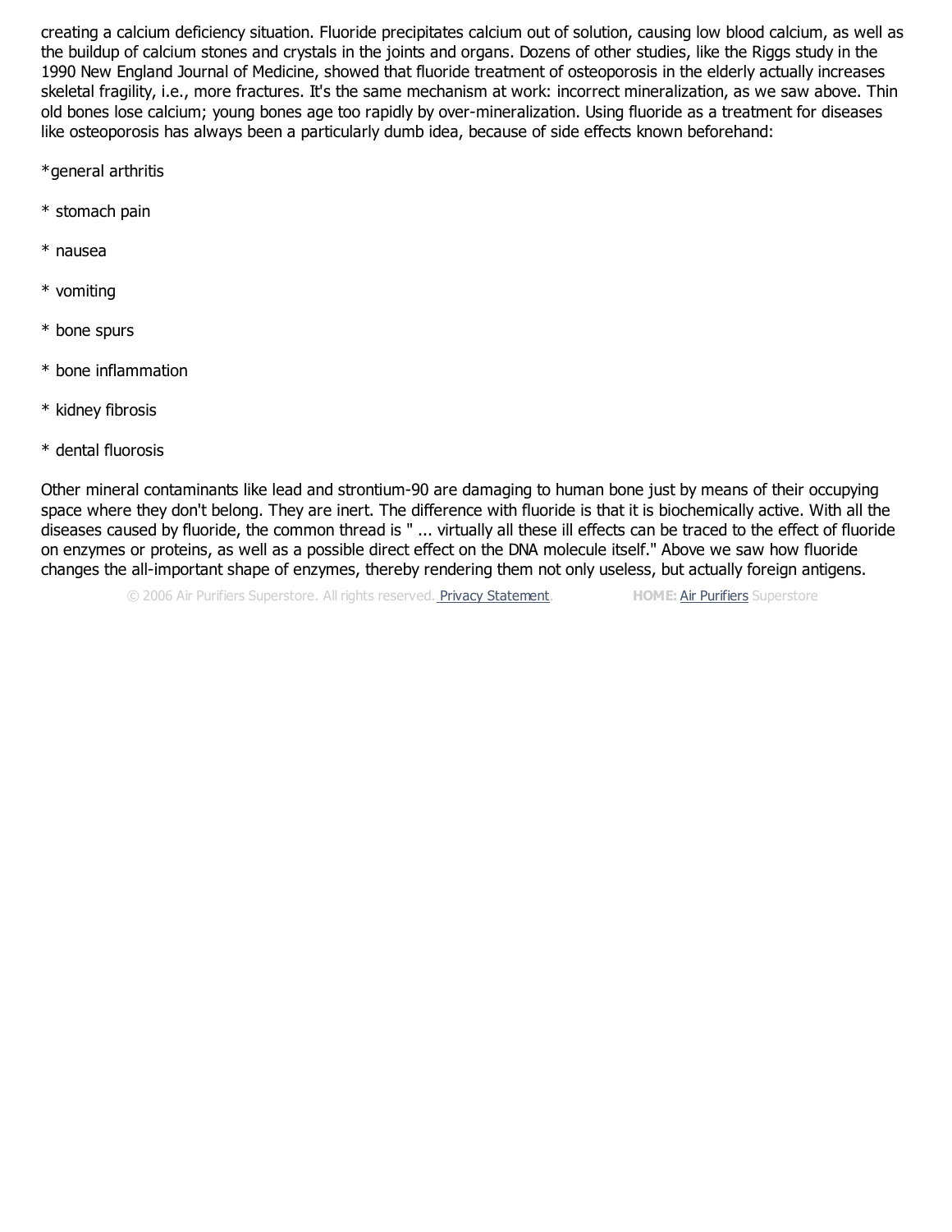creating a calcium deficiency situation. Fluoride precipitates calcium out of solution, causing low blood calcium, as well as the buildup of calcium stones and crystals in the joints and organs. Dozens of other studies, like the Riggs study in the 1990 New England Journal of Medicine, showed that fluoride treatment of osteoporosis in the elderly actually increases skeletal fragility, i.e., more fractures. It's the same mechanism at work: incorrect mineralization, as we saw above. Thin old bones lose calcium; young bones age too rapidly by over-mineralization. Using fluoride as a treatment for diseases like osteoporosis has always been a particularly dumb idea, because of side effects known beforehand:

*general arthritis

* stomach pain

* nausea

* vomiting

* bone spurs

* bone inflammation

* kidney fibrosis

* dental fluorosis

Other mineral contaminants like lead and strontium-90 are damaging to human bone just by means of their occupying space where they don't belong. They are inert. The difference with fluoride is that it is biochemically active. With all the diseases caused by fluoride, the common thread is " ... virtually all these ill effects can be traced to the effect of fluoride on enzymes or proteins, as well as a possible direct effect on the DNA molecule itself." Above we saw how fluoride changes the all-important shape of enzymes, thereby rendering them not only useless, but actually foreign antigens.

© 2006 Air Purifiers Superstore. All rights reserved. Privacy Statement. **HOME:** Air Purifiers Superstore